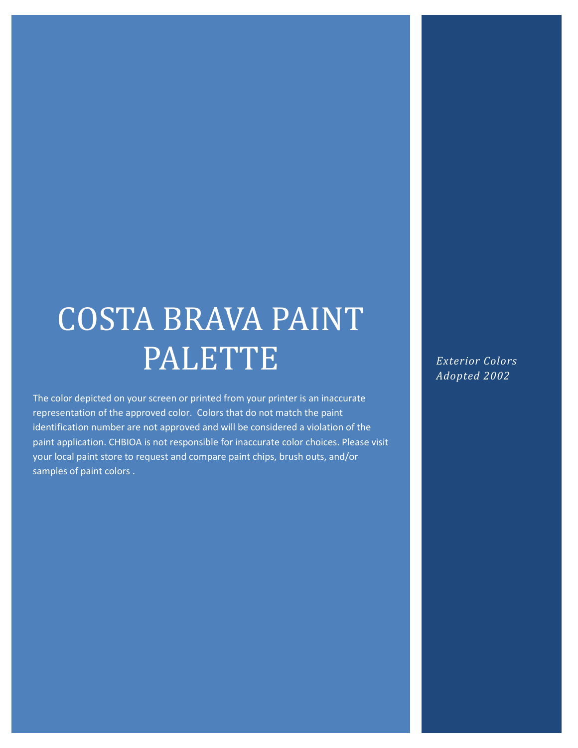# COSTA BRAVA PAINT PALETTE

The color depicted on your screen or printed from your printer is an inaccurate representation of the approved color. Colors that do not match the paint identification number are not approved and will be considered a violation of the paint application. CHBIOA is not responsible for inaccurate color choices. Please visit your local paint store to request and compare paint chips, brush outs, and/or samples of paint colors .

*Exterior Colors Adopted 2002*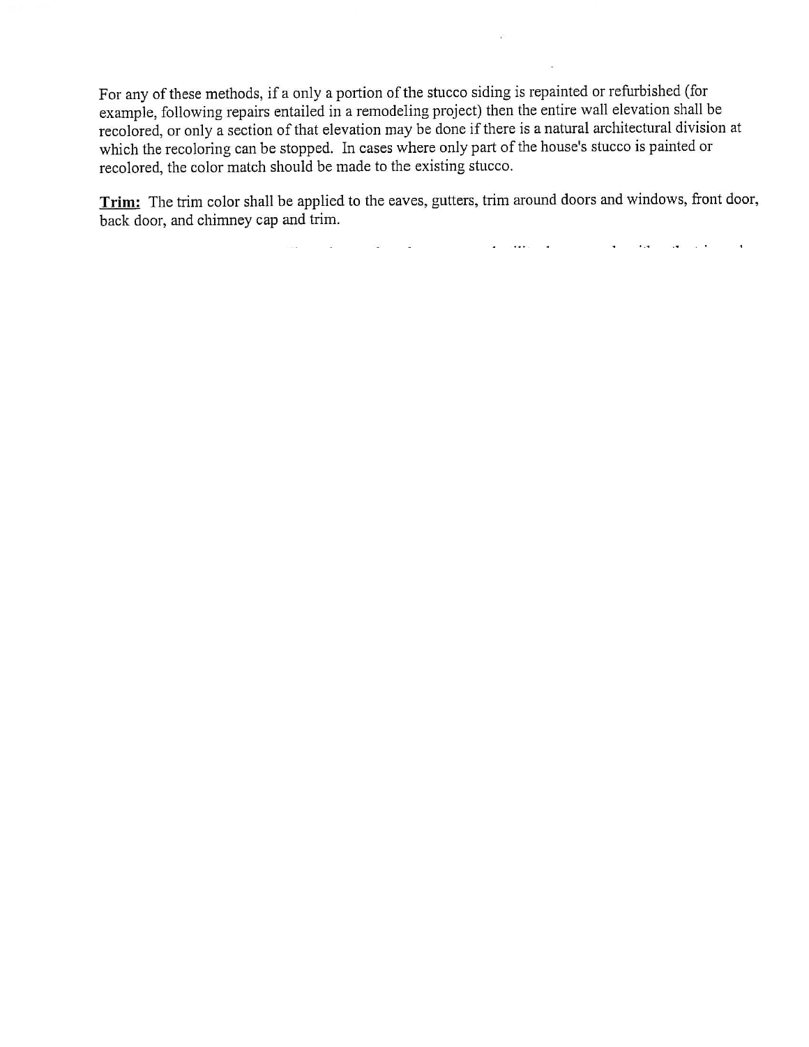For any of these methods, if a only a portion of the stucco siding is repainted or refurbished (for example, following repairs entailed in a remodeling project) then the entire wall elevation shall be recolored, or only a section of that elevation may be done if there is a natural architectural division at which the recoloring can be stopped. In cases where only part of the house's stucco is painted or recolored, the color match should be made to the existing stucco.

**Trim:** The trim color shall be applied to the eaves, gutters, trim around doors and windows, front door, back door, and chimney cap and trim.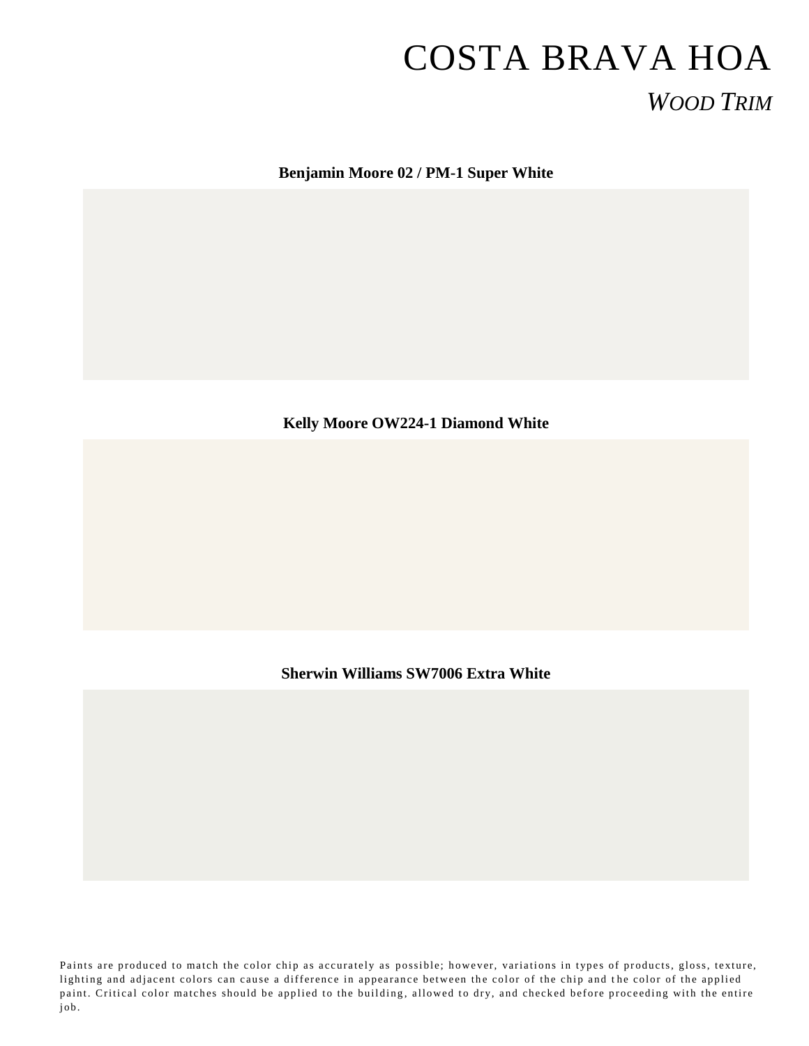# COSTA BRAVA HOA

## *Wood Trim*

**Benjamin Moore 02 / PM-1 Super White**

**Kelly Moore OW224-1 Diamond White**

**Sherwin Williams SW7006 Extra White**

Paints are produced to match the color chip as accurately as possible; however, variations in types of products, gloss, texture, lighting and adjacent colors can cause a difference in appearance between the color of the chip and the color of the applied paint. Critical color matches should be applied to the building, allowed to dry, and checked before proceeding with the entire job.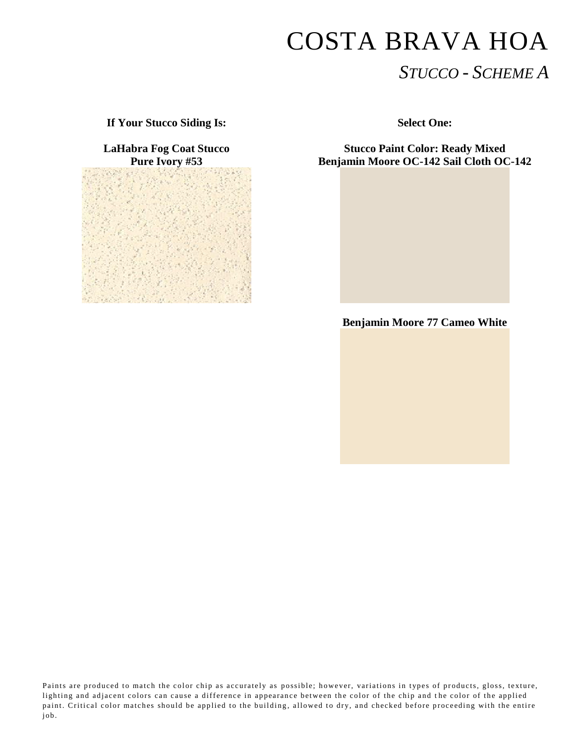# COSTA BRAVA HOA

## *STUCCO - SCHEME A*

| **If Your Stucco Siding Is:** | **Select One:** |
| --- | --- |
| **LaHabra Fog Coat Stucco Pure Ivory #53** | **Stucco Paint Color: Ready Mixed Benjamin Moore OC-142 Sail Cloth OC-142** |
| | **Benjamin Moore 77 Cameo White** |

Paints are produced to match the color chip as accurately as possible; however, variations in types of products, gloss, texture, lighting and adjacent colors can cause a difference in appearance between the color of the chip and the color of the applied paint. Critical color matches should be applied to the building, allowed to dry, and checked before proceeding with the entire job.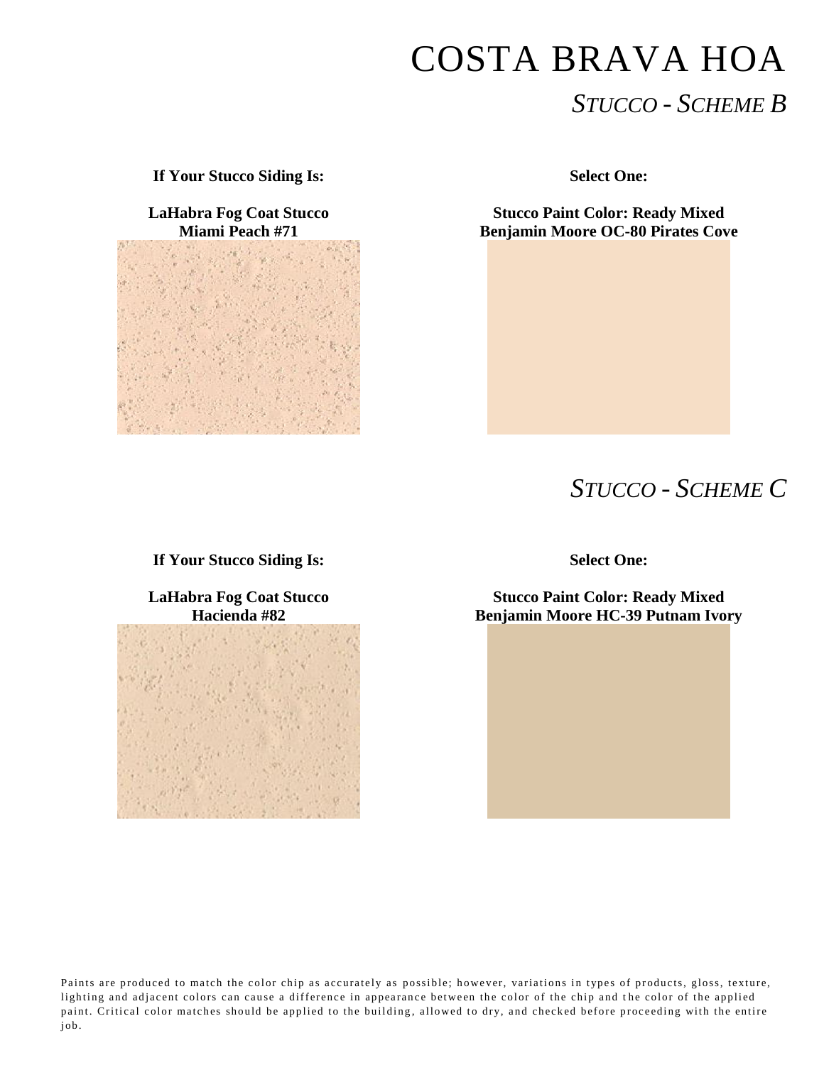# COSTA BRAVA HOA

## *STUCCO - SCHEME B*

| If Your Stucco Siding Is: | Select One: |
| --- | --- |
| **LaHabra Fog Coat Stucco Miami Peach #71** | **Stucco Paint Color: Ready Mixed Benjamin Moore OC-80 Pirates Cove** |

## *STUCCO - SCHEME C*

| If Your Stucco Siding Is: | Select One: |
| --- | --- |
| **LaHabra Fog Coat Stucco Hacienda #82** | **Stucco Paint Color: Ready Mixed Benjamin Moore HC-39 Putnam Ivory** |

Paints are produced to match the color chip as accurately as possible; however, variations in types of products, gloss, texture, lighting and adjacent colors can cause a difference in appearance between the color of the chip and the color of the applied paint. Critical color matches should be applied to the building, allowed to dry, and checked before proceeding with the entire job.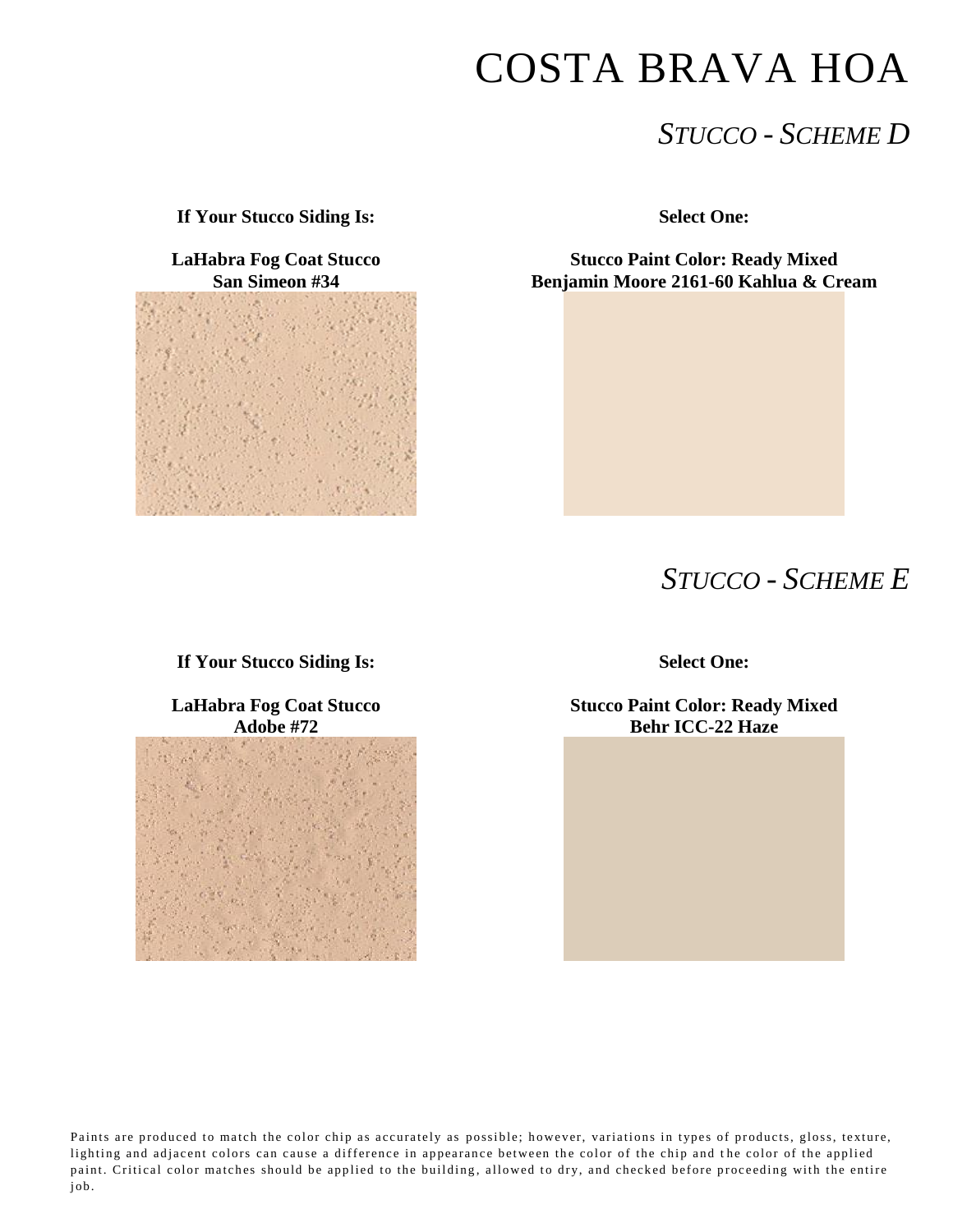# COSTA BRAVA HOA

## *STUCCO - SCHEME D*

| **If Your Stucco Siding Is:** | **Select One:** |
|---|---|
| **LaHabra Fog Coat Stucco San Simeon #34** | **Stucco Paint Color: Ready Mixed Benjamin Moore 2161-60 Kahlua & Cream** |

## *STUCCO - SCHEME E*

| **If Your Stucco Siding Is:** | **Select One:** |
|---|---|
| **LaHabra Fog Coat Stucco Adobe #72** | **Stucco Paint Color: Ready Mixed Behr ICC-22 Haze** |

Paints are produced to match the color chip as accurately as possible; however, variations in types of products, gloss, texture, lighting and adjacent colors can cause a difference in appearance between the color of the chip and the color of the applied paint. Critical color matches should be applied to the building, allowed to dry, and checked before proceeding with the entire job.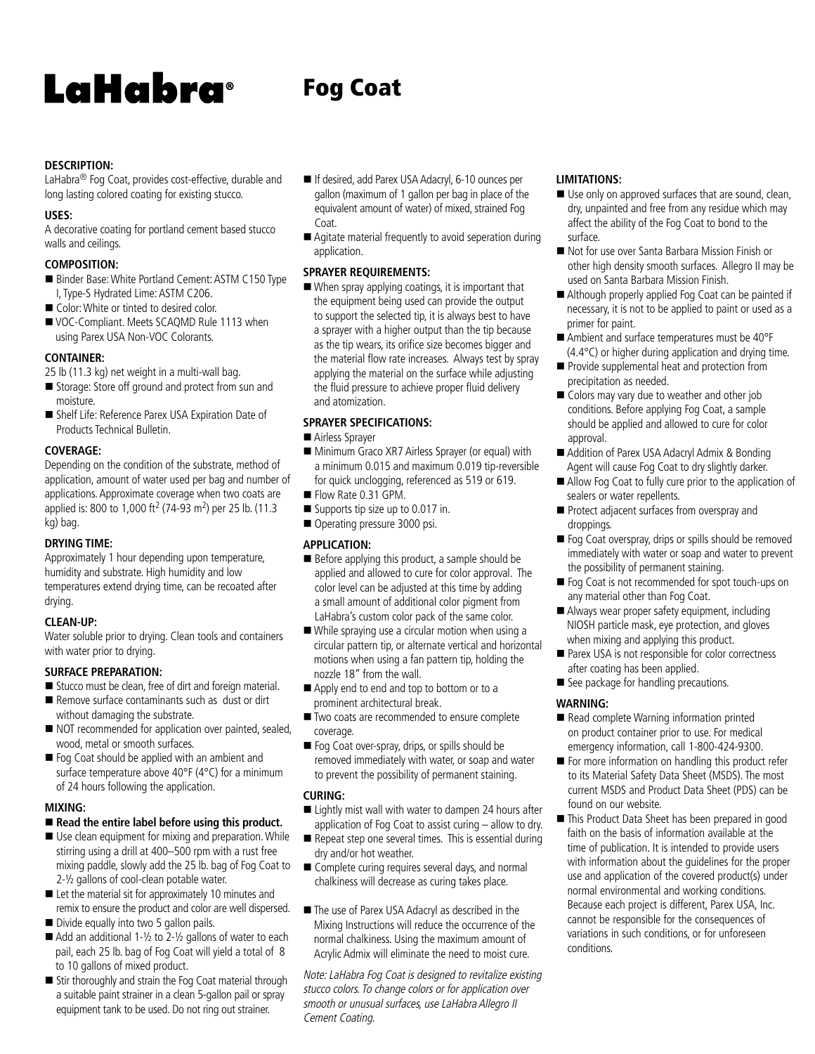# LaHabra® Fog Coat

**DESCRIPTION:**

LaHabra® Fog Coat, provides cost-effective, durable and long lasting colored coating for existing stucco.

**USES:**

A decorative coating for portland cement based stucco walls and ceilings.

**COMPOSITION:**

- Binder Base: White Portland Cement: ASTM C150 Type I, Type-S Hydrated Lime: ASTM C206.
- Color: White or tinted to desired color.
- VOC-Compliant. Meets SCAQMD Rule 1113 when using Parex USA Non-VOC Colorants.

**CONTAINER:**

25 lb (11.3 kg) net weight in a multi-wall bag.

- Storage: Store off ground and protect from sun and moisture.
- Shelf Life: Reference Parex USA Expiration Date of Products Technical Bulletin.

**COVERAGE:**

Depending on the condition of the substrate, method of application, amount of water used per bag and number of applications. Approximate coverage when two coats are applied is: 800 to 1,000 $ft^2$ (74-93 $m^2$) per 25 lb. (11.3 kg) bag.

**DRYING TIME:**

Approximately 1 hour depending upon temperature, humidity and substrate. High humidity and low temperatures extend drying time, can be recoated after drying.

**CLEAN-UP:**

Water soluble prior to drying. Clean tools and containers with water prior to drying.

**SURFACE PREPARATION:**

- Stucco must be clean, free of dirt and foreign material.
- Remove surface contaminants such as dust or dirt without damaging the substrate.
- NOT recommended for application over painted, sealed, wood, metal or smooth surfaces.
- Fog Coat should be applied with an ambient and surface temperature above 40°F (4°C) for a minimum of 24 hours following the application.

**MIXING:**

- **Read the entire label before using this product.**
- Use clean equipment for mixing and preparation. While stirring using a drill at 400–500 rpm with a rust free mixing paddle, slowly add the 25 lb. bag of Fog Coat to 2-½ gallons of cool-clean potable water.
- Let the material sit for approximately 10 minutes and remix to ensure the product and color are well dispersed.
- Divide equally into two 5 gallon pails.
- Add an additional 1-½ to 2-½ gallons of water to each pail, each 25 lb. bag of Fog Coat will yield a total of 8 to 10 gallons of mixed product.
- Stir thoroughly and strain the Fog Coat material through a suitable paint strainer in a clean 5-gallon pail or spray equipment tank to be used. Do not ring out strainer.
- If desired, add Parex USA Adacryl, 6-10 ounces per gallon (maximum of 1 gallon per bag in place of the equivalent amount of water) of mixed, strained Fog Coat.
- Agitate material frequently to avoid seperation during application.

**SPRAYER REQUIREMENTS:**

- When spray applying coatings, it is important that the equipment being used can provide the output to support the selected tip, it is always best to have a sprayer with a higher output than the tip because as the tip wears, its orifice size becomes bigger and the material flow rate increases. Always test by spray applying the material on the surface while adjusting the fluid pressure to achieve proper fluid delivery and atomization.

**SPRAYER SPECIFICATIONS:**

- Airless Sprayer
- Minimum Graco XR7 Airless Sprayer (or equal) with a minimum 0.015 and maximum 0.019 tip-reversible for quick unclogging, referenced as 519 or 619.
- Flow Rate 0.31 GPM.
- Supports tip size up to 0.017 in.
- Operating pressure 3000 psi.

**APPLICATION:**

- Before applying this product, a sample should be applied and allowed to cure for color approval. The color level can be adjusted at this time by adding a small amount of additional color pigment from LaHabra's custom color pack of the same color.
- While spraying use a circular motion when using a circular pattern tip, or alternate vertical and horizontal motions when using a fan pattern tip, holding the nozzle 18" from the wall.
- Apply end to end and top to bottom or to a prominent architectural break.
- Two coats are recommended to ensure complete coverage.
- Fog Coat over-spray, drips, or spills should be removed immediately with water, or soap and water to prevent the possibility of permanent staining.

**CURING:**

- Lightly mist wall with water to dampen 24 hours after application of Fog Coat to assist curing – allow to dry.
- Repeat step one several times. This is essential during dry and/or hot weather.
- Complete curing requires several days, and normal chalkiness will decrease as curing takes place.
- The use of Parex USA Adacryl as described in the Mixing Instructions will reduce the occurrence of the normal chalkiness. Using the maximum amount of Acrylic Admix will eliminate the need to moist cure.

*Note: LaHabra Fog Coat is designed to revitalize existing stucco colors. To change colors or for application over smooth or unusual surfaces, use LaHabra Allegro II Cement Coating.*

**LIMITATIONS:**

- Use only on approved surfaces that are sound, clean, dry, unpainted and free from any residue which may affect the ability of the Fog Coat to bond to the surface.
- Not for use over Santa Barbara Mission Finish or other high density smooth surfaces. Allegro II may be used on Santa Barbara Mission Finish.
- Although properly applied Fog Coat can be painted if necessary, it is not to be applied to paint or used as a primer for paint.
- Ambient and surface temperatures must be 40°F (4.4°C) or higher during application and drying time.
- Provide supplemental heat and protection from precipitation as needed.
- Colors may vary due to weather and other job conditions. Before applying Fog Coat, a sample should be applied and allowed to cure for color approval.
- Addition of Parex USA Adacryl Admix & Bonding Agent will cause Fog Coat to dry slightly darker.
- Allow Fog Coat to fully cure prior to the application of sealers or water repellents.
- Protect adjacent surfaces from overspray and droppings.
- Fog Coat overspray, drips or spills should be removed immediately with water or soap and water to prevent the possibility of permanent staining.
- Fog Coat is not recommended for spot touch-ups on any material other than Fog Coat.
- Always wear proper safety equipment, including NIOSH particle mask, eye protection, and gloves when mixing and applying this product.
- Parex USA is not responsible for color correctness after coating has been applied.
- See package for handling precautions.

**WARNING:**

- Read complete Warning information printed on product container prior to use. For medical emergency information, call 1-800-424-9300.
- For more information on handling this product refer to its Material Safety Data Sheet (MSDS). The most current MSDS and Product Data Sheet (PDS) can be found on our website.
- This Product Data Sheet has been prepared in good faith on the basis of information available at the time of publication. It is intended to provide users with information about the guidelines for the proper use and application of the covered product(s) under normal environmental and working conditions. Because each project is different, Parex USA, Inc. cannot be responsible for the consequences of variations in such conditions, or for unforeseen conditions.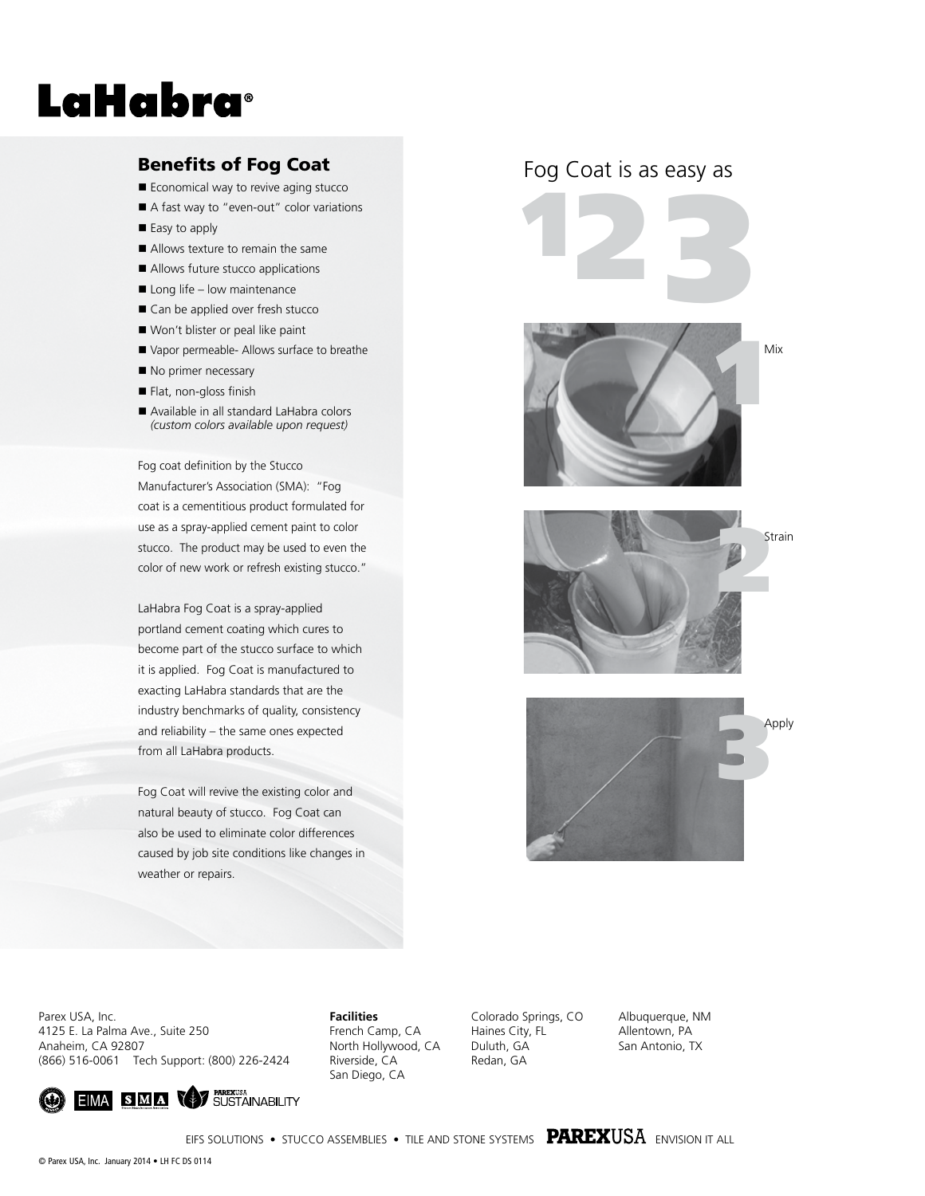# LaHabra®

## Benefits of Fog Coat

- Economical way to revive aging stucco
- A fast way to "even-out" color variations
- Easy to apply
- Allows texture to remain the same
- Allows future stucco applications
- Long life – low maintenance
- Can be applied over fresh stucco
- Won't blister or peal like paint
- Vapor permeable- Allows surface to breathe
- No primer necessary
- Flat, non-gloss finish
- Available in all standard LaHabra colors *(custom colors available upon request)*

Fog coat definition by the Stucco Manufacturer's Association (SMA): "Fog coat is a cementitious product formulated for use as a spray-applied cement paint to color stucco. The product may be used to even the color of new work or refresh existing stucco."

LaHabra Fog Coat is a spray-applied portland cement coating which cures to become part of the stucco surface to which it is applied. Fog Coat is manufactured to exacting LaHabra standards that are the industry benchmarks of quality, consistency and reliability – the same ones expected from all LaHabra products.

Fog Coat will revive the existing color and natural beauty of stucco. Fog Coat can also be used to eliminate color differences caused by job site conditions like changes in weather or repairs.

## Fog Coat is as easy as 123

1 Mix

2 Strain

3 Apply

Parex USA, Inc.
4125 E. La Palma Ave., Suite 250
Anaheim, CA 92807
(866) 516-0061 Tech Support: (800) 226-2424

**Facilities**
French Camp, CA
North Hollywood, CA
Riverside, CA
San Diego, CA
Colorado Springs, CO
Haines City, FL
Duluth, GA
Redan, GA
Albuquerque, NM
Allentown, PA
San Antonio, TX

EIMA SMA PAREXUSA SUSTAINABILITY

EIFS SOLUTIONS • STUCCO ASSEMBLIES • TILE AND STONE SYSTEMS **PAREXUSA** ENVISION IT ALL

© Parex USA, Inc. January 2014 • LH FC DS 0114